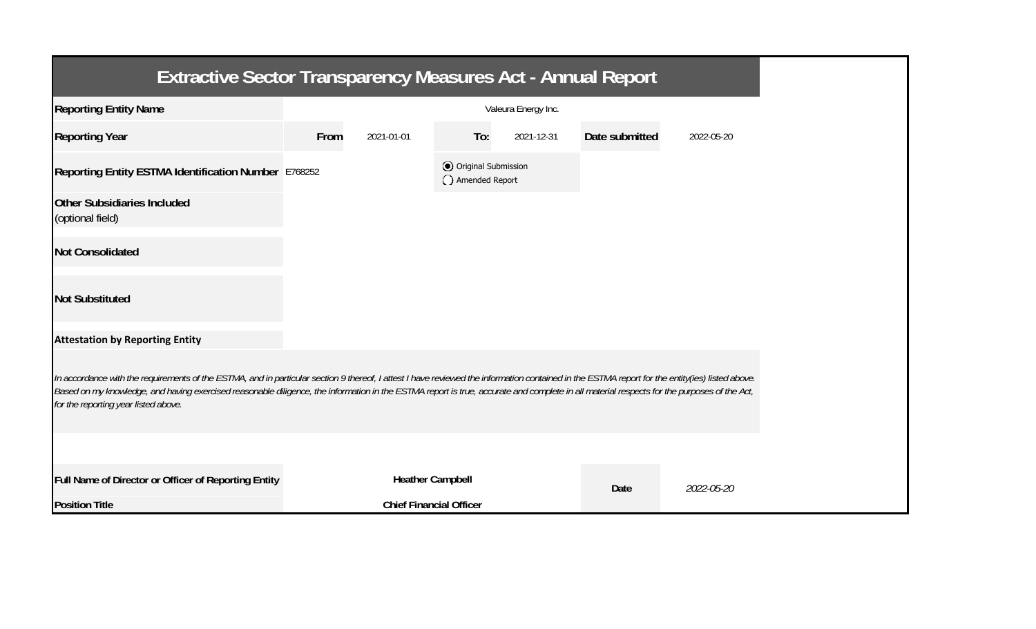# Extractive Sector Transparency Measures Act - Annual Report

| | | | | | | |
|---|---|---|---|---|---|---|
| **Reporting Entity Name** | Valeura Energy Inc. | | | | | |
| **Reporting Year** | **From** | 2021-01-01 | **To:** | 2021-12-31 | **Date submitted** | 2022-05-20 |
| **Reporting Entity ESTMA Identification Number** | E768252 | | (●) Original Submission<br>( ) Amended Report | | | |
| **Other Subsidiaries Included**<br>(optional field) | | | | | | |
| **Not Consolidated** | | | | | | |
| **Not Substituted** | | | | | | |

**Attestation by Reporting Entity**

*In accordance with the requirements of the ESTMA, and in particular section 9 thereof, I attest I have reviewed the information contained in the ESTMA report for the entity(ies) listed above. Based on my knowledge, and having exercised reasonable diligence, the information in the ESTMA report is true, accurate and complete in all material respects for the purposes of the Act, for the reporting year listed above.*

| | | | |
|---|---|---|---|
| **Full Name of Director or Officer of Reporting Entity** | **Heather Campbell** | **Date** | *2022-05-20* |
| **Position Title** | **Chief Financial Officer** | | |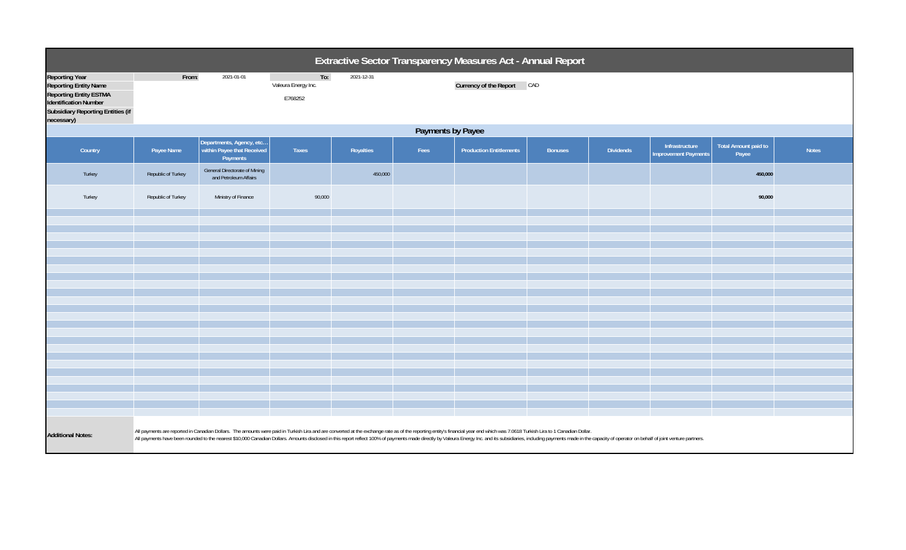# Extractive Sector Transparency Measures Act - Annual Report

| | | | | |
|---|---|---|---|---|
| **Reporting Year** | From: | 2021-01-01 | To: | 2021-12-31 |
| **Reporting Entity Name** | | | Valeura Energy Inc. | |
| **Reporting Entity ESTMA Identification Number** | | | E768252 | |
| **Subsidiary Reporting Entities (if necessary)** | | | | |

**Currency of the Report** CAD

## Payments by Payee

| Country | Payee Name | Departments, Agency, etc… within Payee that Received Payments | Taxes | Royalties | Fees | Production Entitlements | Bonuses | Dividends | Infrastructure Improvement Payments | Total Amount paid to Payee | Notes |
|---|---|---|---|---|---|---|---|---|---|---|---|
| Turkey | Republic of Turkey | General Directorate of Mining and Petroleum Affairs | | 450,000 | | | | | | **450,000** | |
| Turkey | Republic of Turkey | Ministry of Finance | 90,000 | | | | | | | **90,000** | |

**Additional Notes:**

All payments are reported in Canadian Dollars. The amounts were paid in Turkish Lira and are converted at the exchange rate as of the reporting entity's financial year end which was 7.0618 Turkish Lira to 1 Canadian Dollar.
All payments have been rounded to the nearest $10,000 Canadian Dollars. Amounts disclosed in this report reflect 100% of payments made directly by Valeura Energy Inc. and its subsidiaries, including payments made in the capacity of operator on behalf of joint venture partners.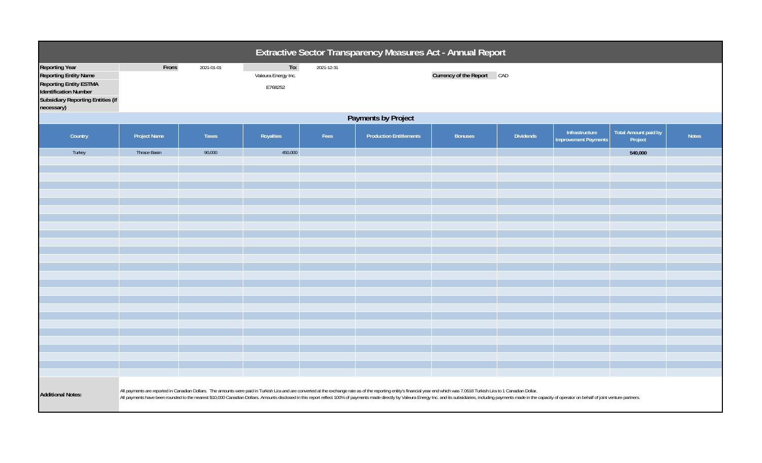# Extractive Sector Transparency Measures Act - Annual Report

| | | | | |
|---|---|---|---|---|
| **Reporting Year** | **From:** 2021-01-01 | **To:** 2021-12-31 | | |
| **Reporting Entity Name** | Valeura Energy Inc. | | **Currency of the Report** | CAD |
| **Reporting Entity ESTMA Identification Number** | E768252 | | | |
| **Subsidiary Reporting Entities (if necessary)** | | | | |

## Payments by Project

| Country | Project Name | Taxes | Royalties | Fees | Production Entitlements | Bonuses | Dividends | Infrastructure Improvement Payments | Total Amount paid by Project | Notes |
|---|---|---|---|---|---|---|---|---|---|---|
| Turkey | Thrace Basin | 90,000 | 450,000 | | | | | | **540,000** | |

**Additional Notes:**

All payments are reported in Canadian Dollars. The amounts were paid in Turkish Lira and are converted at the exchange rate as of the reporting entity's financial year end which was 7.0618 Turkish Lira to 1 Canadian Dollar.

All payments have been rounded to the nearest $10,000 Canadian Dollars. Amounts disclosed in this report reflect 100% of payments made directly by Valeura Energy Inc. and its subsidiaries, including payments made in the capacity of operator on behalf of joint venture partners.